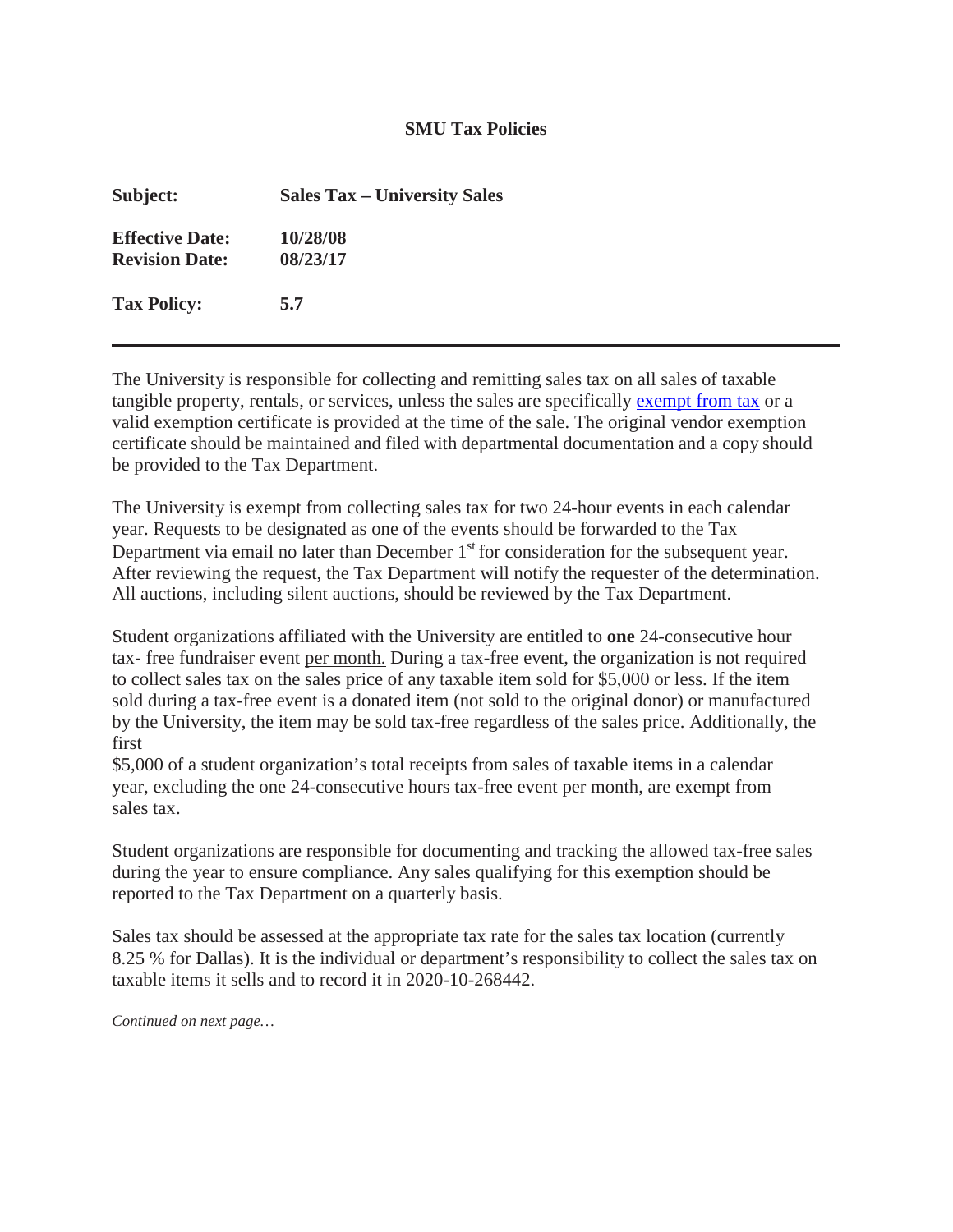**SMU Tax Policies**

| | |
|---|---|
| **Subject:** | **Sales Tax – University Sales** |
| **Effective Date:** | **10/28/08** |
| **Revision Date:** | **08/23/17** |
| **Tax Policy:** | **5.7** |

---

The University is responsible for collecting and remitting sales tax on all sales of taxable tangible property, rentals, or services, unless the sales are specifically exempt from tax or a valid exemption certificate is provided at the time of the sale. The original vendor exemption certificate should be maintained and filed with departmental documentation and a copy should be provided to the Tax Department.

The University is exempt from collecting sales tax for two 24-hour events in each calendar year. Requests to be designated as one of the events should be forwarded to the Tax Department via email no later than December 1st for consideration for the subsequent year. After reviewing the request, the Tax Department will notify the requester of the determination. All auctions, including silent auctions, should be reviewed by the Tax Department.

Student organizations affiliated with the University are entitled to **one** 24-consecutive hour tax- free fundraiser event <u>per month.</u> During a tax-free event, the organization is not required to collect sales tax on the sales price of any taxable item sold for $5,000 or less. If the item sold during a tax-free event is a donated item (not sold to the original donor) or manufactured by the University, the item may be sold tax-free regardless of the sales price. Additionally, the first
$5,000 of a student organization's total receipts from sales of taxable items in a calendar year, excluding the one 24-consecutive hours tax-free event per month, are exempt from sales tax.

Student organizations are responsible for documenting and tracking the allowed tax-free sales during the year to ensure compliance. Any sales qualifying for this exemption should be reported to the Tax Department on a quarterly basis.

Sales tax should be assessed at the appropriate tax rate for the sales tax location (currently 8.25 % for Dallas). It is the individual or department's responsibility to collect the sales tax on taxable items it sells and to record it in 2020-10-268442.

*Continued on next page…*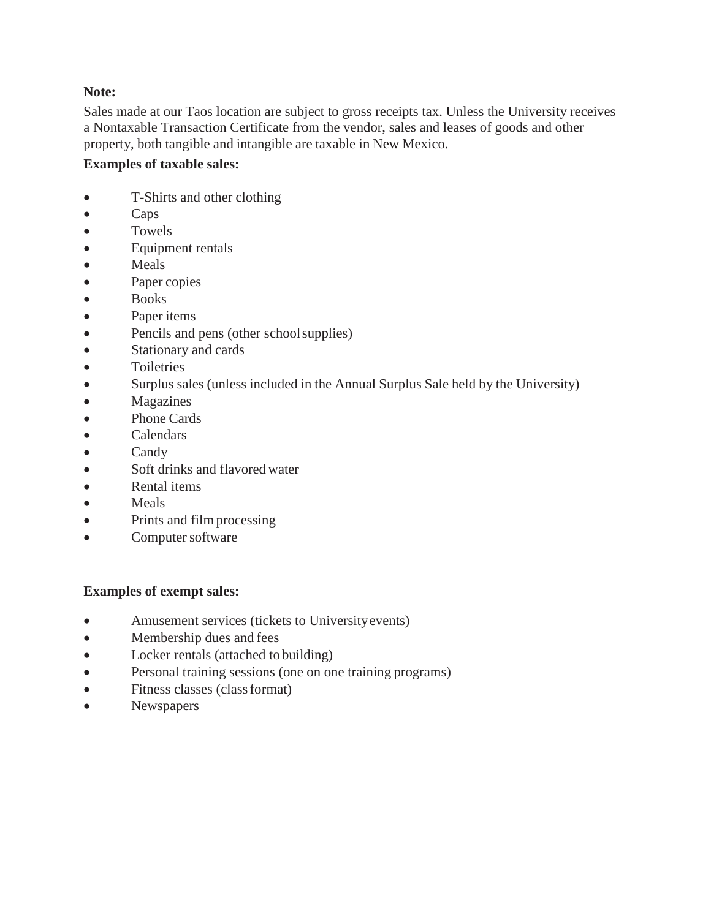**Note:**

Sales made at our Taos location are subject to gross receipts tax. Unless the University receives a Nontaxable Transaction Certificate from the vendor, sales and leases of goods and other property, both tangible and intangible are taxable in New Mexico.

**Examples of taxable sales:**

- T-Shirts and other clothing
- Caps
- Towels
- Equipment rentals
- Meals
- Paper copies
- Books
- Paper items
- Pencils and pens (other school supplies)
- Stationary and cards
- Toiletries
- Surplus sales (unless included in the Annual Surplus Sale held by the University)
- Magazines
- Phone Cards
- Calendars
- Candy
- Soft drinks and flavored water
- Rental items
- Meals
- Prints and film processing
- Computer software

**Examples of exempt sales:**

- Amusement services (tickets to University events)
- Membership dues and fees
- Locker rentals (attached to building)
- Personal training sessions (one on one training programs)
- Fitness classes (class format)
- Newspapers